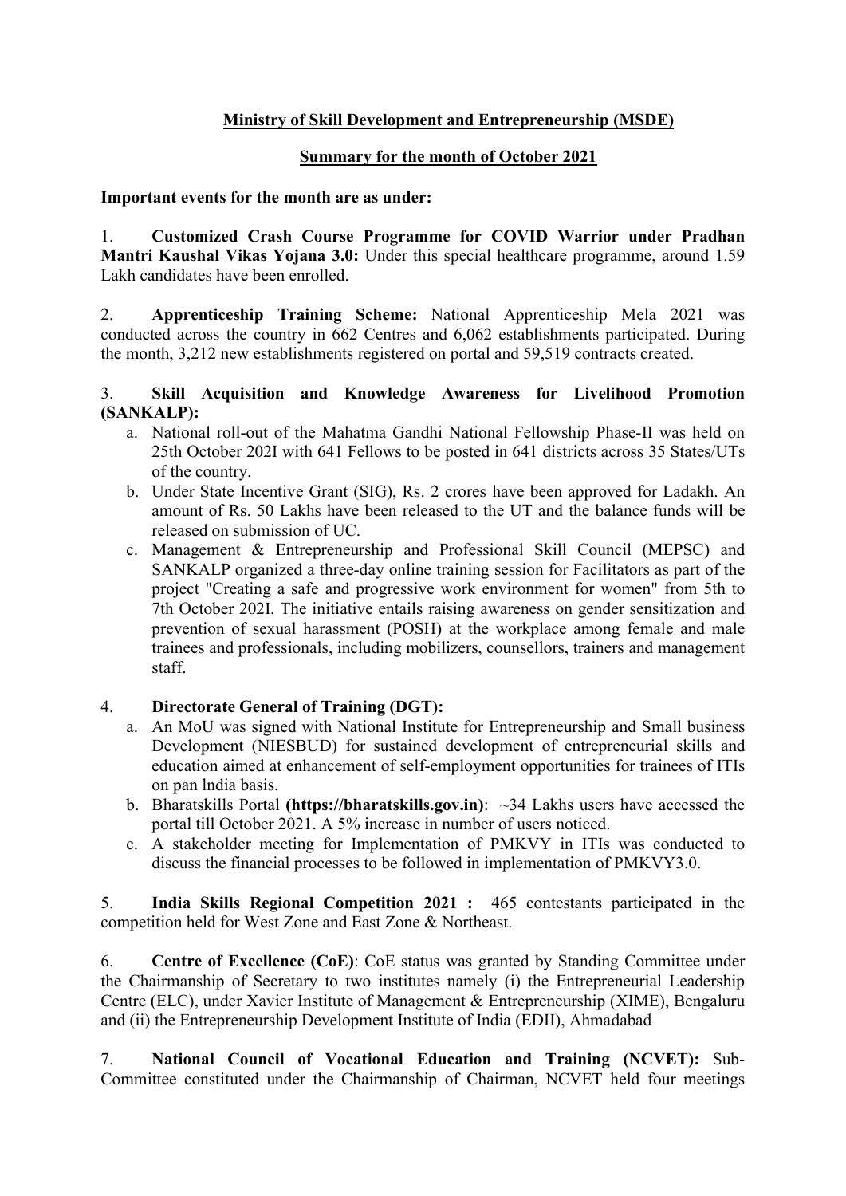**Ministry of Skill Development and Entrepreneurship (MSDE)**

**Summary for the month of October 2021**

**Important events for the month are as under:**

1. **Customized Crash Course Programme for COVID Warrior under Pradhan Mantri Kaushal Vikas Yojana 3.0:** Under this special healthcare programme, around 1.59 Lakh candidates have been enrolled.

2. **Apprenticeship Training Scheme:** National Apprenticeship Mela 2021 was conducted across the country in 662 Centres and 6,062 establishments participated. During the month, 3,212 new establishments registered on portal and 59,519 contracts created.

3. **Skill Acquisition and Knowledge Awareness for Livelihood Promotion (SANKALP):**
   a. National roll-out of the Mahatma Gandhi National Fellowship Phase-II was held on 25th October 202I with 641 Fellows to be posted in 641 districts across 35 States/UTs of the country.
   b. Under State Incentive Grant (SIG), Rs. 2 crores have been approved for Ladakh. An amount of Rs. 50 Lakhs have been released to the UT and the balance funds will be released on submission of UC.
   c. Management & Entrepreneurship and Professional Skill Council (MEPSC) and SANKALP organized a three-day online training session for Facilitators as part of the project "Creating a safe and progressive work environment for women" from 5th to 7th October 202I. The initiative entails raising awareness on gender sensitization and prevention of sexual harassment (POSH) at the workplace among female and male trainees and professionals, including mobilizers, counsellors, trainers and management staff.

4. **Directorate General of Training (DGT):**
   a. An MoU was signed with National Institute for Entrepreneurship and Small business Development (NIESBUD) for sustained development of entrepreneurial skills and education aimed at enhancement of self-employment opportunities for trainees of ITIs on pan lndia basis.
   b. Bharatskills Portal **(https://bharatskills.gov.in)**: ~34 Lakhs users have accessed the portal till October 2021. A 5% increase in number of users noticed.
   c. A stakeholder meeting for Implementation of PMKVY in ITIs was conducted to discuss the financial processes to be followed in implementation of PMKVY3.0.

5. **India Skills Regional Competition 2021 :** 465 contestants participated in the competition held for West Zone and East Zone & Northeast.

6. **Centre of Excellence (CoE)**: CoE status was granted by Standing Committee under the Chairmanship of Secretary to two institutes namely (i) the Entrepreneurial Leadership Centre (ELC), under Xavier Institute of Management & Entrepreneurship (XIME), Bengaluru and (ii) the Entrepreneurship Development Institute of India (EDII), Ahmadabad

7. **National Council of Vocational Education and Training (NCVET):** Sub-Committee constituted under the Chairmanship of Chairman, NCVET held four meetings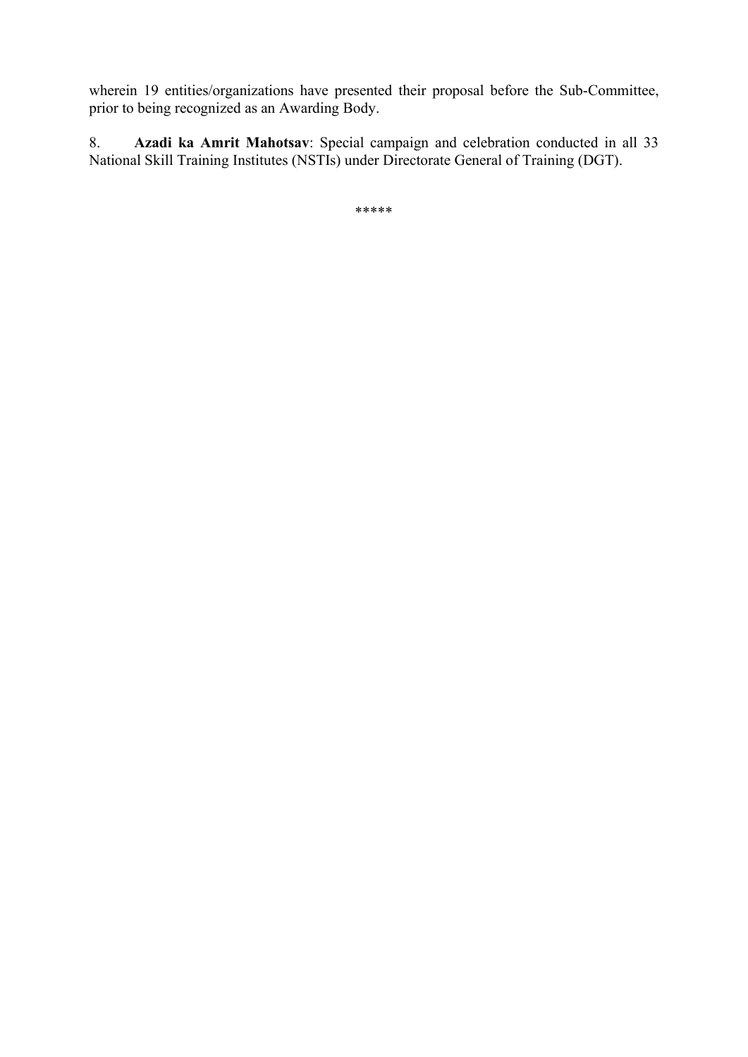wherein 19 entities/organizations have presented their proposal before the Sub-Committee, prior to being recognized as an Awarding Body.

8. **Azadi ka Amrit Mahotsav**: Special campaign and celebration conducted in all 33 National Skill Training Institutes (NSTIs) under Directorate General of Training (DGT).

*****